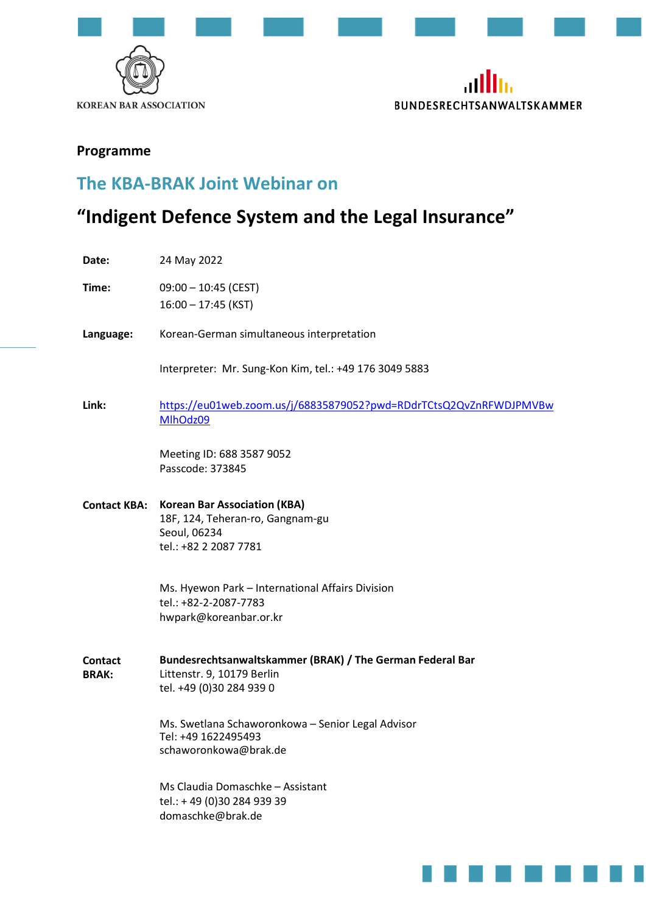KOREAN BAR ASSOCIATION

BUNDESRECHTSANWALTSKAMMER

**Programme**

## The KBA-BRAK Joint Webinar on

# "Indigent Defence System and the Legal Insurance"

**Date:** 24 May 2022

**Time:** 09:00 – 10:45 (CEST)
16:00 – 17:45 (KST)

**Language:** Korean-German simultaneous interpretation

Interpreter: Mr. Sung-Kon Kim, tel.: +49 176 3049 5883

**Link:** https://eu01web.zoom.us/j/68835879052?pwd=RDdrTCtsQ2QvZnRFWDJPMVBwMlhOdz09

Meeting ID: 688 3587 9052
Passcode: 373845

**Contact KBA:** **Korean Bar Association (KBA)**
18F, 124, Teheran-ro, Gangnam-gu
Seoul, 06234
tel.: +82 2 2087 7781

Ms. Hyewon Park – International Affairs Division
tel.: +82-2-2087-7783
hwpark@koreanbar.or.kr

**Contact BRAK:** **Bundesrechtsanwaltskammer (BRAK) / The German Federal Bar**
Littenstr. 9, 10179 Berlin
tel. +49 (0)30 284 939 0

Ms. Swetlana Schaworonkowa – Senior Legal Advisor
Tel: +49 1622495493
schaworonkowa@brak.de

Ms Claudia Domaschke – Assistant
tel.: + 49 (0)30 284 939 39
domaschke@brak.de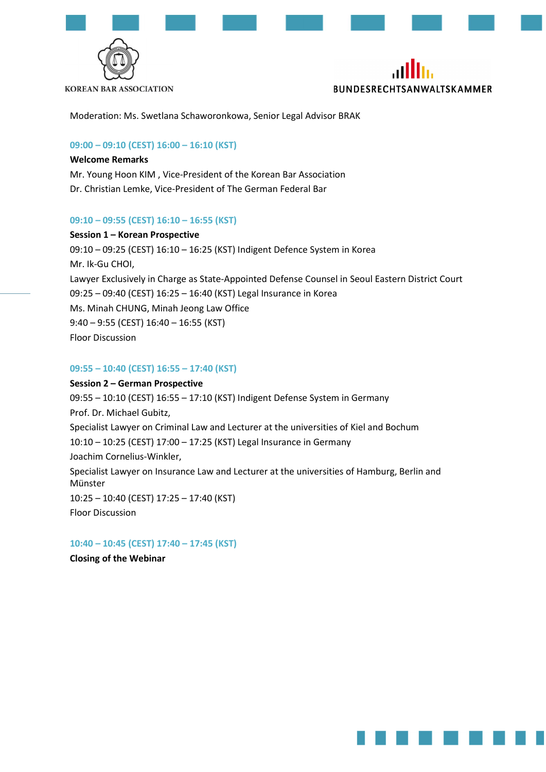KOREAN BAR ASSOCIATION

BUNDESRECHTSANWALTSKAMMER

Moderation: Ms. Swetlana Schaworonkowa, Senior Legal Advisor BRAK

### 09:00 – 09:10 (CEST) 16:00 – 16:10 (KST)

**Welcome Remarks**

Mr. Young Hoon KIM , Vice-President of the Korean Bar Association
Dr. Christian Lemke, Vice-President of The German Federal Bar

### 09:10 – 09:55 (CEST) 16:10 – 16:55 (KST)

**Session 1 – Korean Prospective**

09:10 – 09:25 (CEST) 16:10 – 16:25 (KST) Indigent Defence System in Korea
Mr. Ik-Gu CHOI,
Lawyer Exclusively in Charge as State-Appointed Defense Counsel in Seoul Eastern District Court
09:25 – 09:40 (CEST) 16:25 – 16:40 (KST) Legal Insurance in Korea
Ms. Minah CHUNG, Minah Jeong Law Office
9:40 – 9:55 (CEST) 16:40 – 16:55 (KST)
Floor Discussion

### 09:55 – 10:40 (CEST) 16:55 – 17:40 (KST)

**Session 2 – German Prospective**

09:55 – 10:10 (CEST) 16:55 – 17:10 (KST) Indigent Defense System in Germany
Prof. Dr. Michael Gubitz,
Specialist Lawyer on Criminal Law and Lecturer at the universities of Kiel and Bochum
10:10 – 10:25 (CEST) 17:00 – 17:25 (KST) Legal Insurance in Germany
Joachim Cornelius-Winkler,
Specialist Lawyer on Insurance Law and Lecturer at the universities of Hamburg, Berlin and Münster
10:25 – 10:40 (CEST) 17:25 – 17:40 (KST)
Floor Discussion

### 10:40 – 10:45 (CEST) 17:40 – 17:45 (KST)

**Closing of the Webinar**